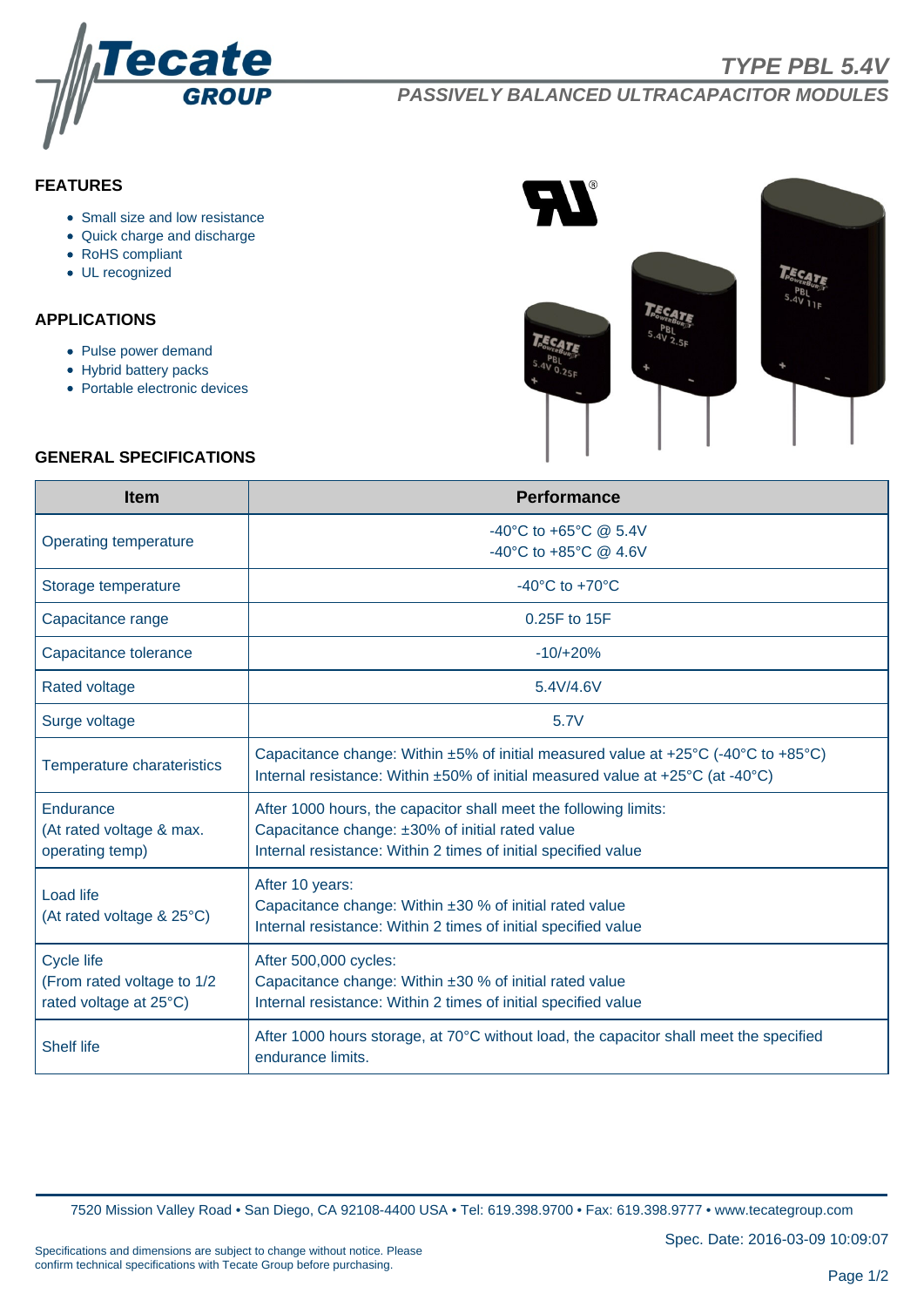# TYPE PBL 5.4V

## PASSIVELY BALANCED ULTRACAPACITOR MODULES

### FEATURES

- Small size and low resistance
- Quick charge and discharge
- RoHS compliant
- UL recognized

### APPLICATIONS

- Pulse power demand
- Hybrid battery packs
- Portable electronic devices

### GENERAL SPECIFICATIONS

| Item | Performance |
|---|---|
| Operating temperature | -40°C to +65°C @ 5.4V<br>-40°C to +85°C @ 4.6V |
| Storage temperature | -40°C to +70°C |
| Capacitance range | 0.25F to 15F |
| Capacitance tolerance | -10/+20% |
| Rated voltage | 5.4V/4.6V |
| Surge voltage | 5.7V |
| Temperature charateristics | Capacitance change: Within ±5% of initial measured value at +25°C (-40°C to +85°C)<br>Internal resistance: Within ±50% of initial measured value at +25°C (at -40°C) |
| Endurance<br>(At rated voltage & max. operating temp) | After 1000 hours, the capacitor shall meet the following limits:<br>Capacitance change: ±30% of initial rated value<br>Internal resistance: Within 2 times of initial specified value |
| Load life<br>(At rated voltage & 25°C) | After 10 years:<br>Capacitance change: Within ±30 % of initial rated value<br>Internal resistance: Within 2 times of initial specified value |
| Cycle life<br>(From rated voltage to 1/2 rated voltage at 25°C) | After 500,000 cycles:<br>Capacitance change: Within ±30 % of initial rated value<br>Internal resistance: Within 2 times of initial specified value |
| Shelf life | After 1000 hours storage, at 70°C without load, the capacitor shall meet the specified endurance limits. |

7520 Mission Valley Road • San Diego, CA 92108-4400 USA • Tel: 619.398.9700 • Fax: 619.398.9777 • www.tecategroup.com

Spec. Date: 2016-03-09 10:09:07

Specifications and dimensions are subject to change without notice. Please confirm technical specifications with Tecate Group before purchasing.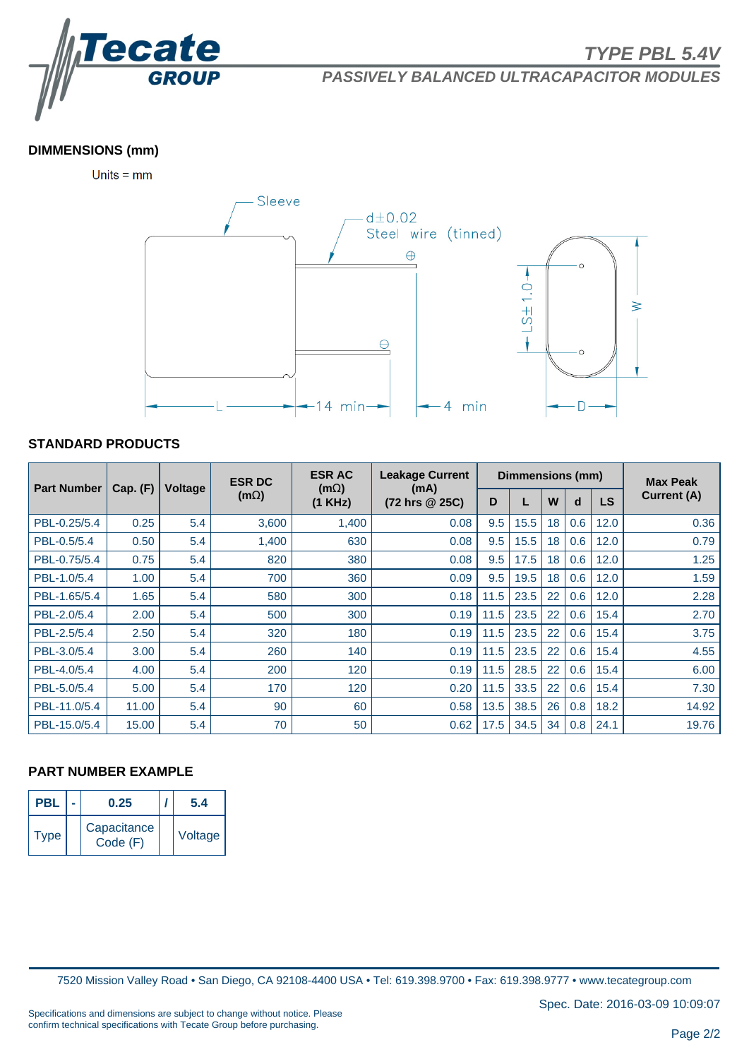## DIMMENSIONS (mm)

Units = mm

Sleeve

d±0.02
Steel wire (tinned)

⊕

⊖

LS±1.0

W

L

14 min

4 min

D

## STANDARD PRODUCTS

| Part Number | Cap. (F) | Voltage | ESR DC (mΩ) | ESR AC (mΩ) (1 KHz) | Leakage Current (mA) (72 hrs @ 25C) | Dimmensions (mm) | | | | | Max Peak Current (A) |
|---|---|---|---|---|---|---|---|---|---|---|---|
| | | | | | | D | L | W | d | LS | |
| PBL-0.25/5.4 | 0.25 | 5.4 | 3,600 | 1,400 | 0.08 | 9.5 | 15.5 | 18 | 0.6 | 12.0 | 0.36 |
| PBL-0.5/5.4 | 0.50 | 5.4 | 1,400 | 630 | 0.08 | 9.5 | 15.5 | 18 | 0.6 | 12.0 | 0.79 |
| PBL-0.75/5.4 | 0.75 | 5.4 | 820 | 380 | 0.08 | 9.5 | 17.5 | 18 | 0.6 | 12.0 | 1.25 |
| PBL-1.0/5.4 | 1.00 | 5.4 | 700 | 360 | 0.09 | 9.5 | 19.5 | 18 | 0.6 | 12.0 | 1.59 |
| PBL-1.65/5.4 | 1.65 | 5.4 | 580 | 300 | 0.18 | 11.5 | 23.5 | 22 | 0.6 | 12.0 | 2.28 |
| PBL-2.0/5.4 | 2.00 | 5.4 | 500 | 300 | 0.19 | 11.5 | 23.5 | 22 | 0.6 | 15.4 | 2.70 |
| PBL-2.5/5.4 | 2.50 | 5.4 | 320 | 180 | 0.19 | 11.5 | 23.5 | 22 | 0.6 | 15.4 | 3.75 |
| PBL-3.0/5.4 | 3.00 | 5.4 | 260 | 140 | 0.19 | 11.5 | 23.5 | 22 | 0.6 | 15.4 | 4.55 |
| PBL-4.0/5.4 | 4.00 | 5.4 | 200 | 120 | 0.19 | 11.5 | 28.5 | 22 | 0.6 | 15.4 | 6.00 |
| PBL-5.0/5.4 | 5.00 | 5.4 | 170 | 120 | 0.20 | 11.5 | 33.5 | 22 | 0.6 | 15.4 | 7.30 |
| PBL-11.0/5.4 | 11.00 | 5.4 | 90 | 60 | 0.58 | 13.5 | 38.5 | 26 | 0.8 | 18.2 | 14.92 |
| PBL-15.0/5.4 | 15.00 | 5.4 | 70 | 50 | 0.62 | 17.5 | 34.5 | 34 | 0.8 | 24.1 | 19.76 |

## PART NUMBER EXAMPLE

| PBL | - | 0.25 | / | 5.4 |
|---|---|---|---|---|
| Type | | Capacitance Code (F) | | Voltage |

7520 Mission Valley Road • San Diego, CA 92108-4400 USA • Tel: 619.398.9700 • Fax: 619.398.9777 • www.tecategroup.com

Spec. Date: 2016-03-09 10:09:07

Specifications and dimensions are subject to change without notice. Please confirm technical specifications with Tecate Group before purchasing.